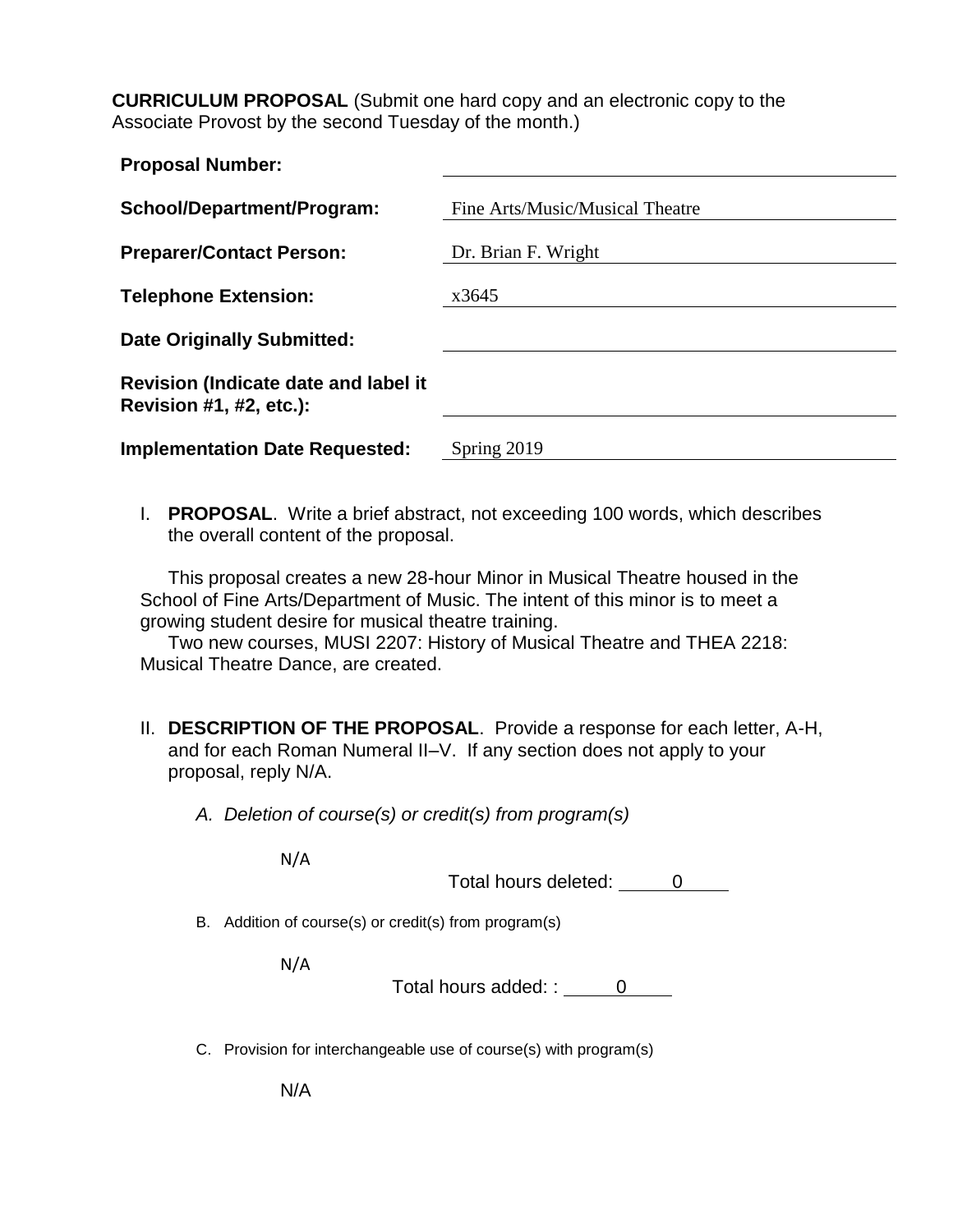**CURRICULUM PROPOSAL** (Submit one hard copy and an electronic copy to the Associate Provost by the second Tuesday of the month.)

| | |
|---|---|
| **Proposal Number:** | |
| **School/Department/Program:** | Fine Arts/Music/Musical Theatre |
| **Preparer/Contact Person:** | Dr. Brian F. Wright |
| **Telephone Extension:** | x3645 |
| **Date Originally Submitted:** | |
| **Revision (Indicate date and label it Revision #1, #2, etc.):** | |
| **Implementation Date Requested:** | Spring 2019 |

I. **PROPOSAL**. Write a brief abstract, not exceeding 100 words, which describes the overall content of the proposal.

This proposal creates a new 28-hour Minor in Musical Theatre housed in the School of Fine Arts/Department of Music. The intent of this minor is to meet a growing student desire for musical theatre training.

Two new courses, MUSI 2207: History of Musical Theatre and THEA 2218: Musical Theatre Dance, are created.

II. **DESCRIPTION OF THE PROPOSAL**. Provide a response for each letter, A-H, and for each Roman Numeral II–V. If any section does not apply to your proposal, reply N/A.

A. *Deletion of course(s) or credit(s) from program(s)*

N/A

Total hours deleted: 0

B. Addition of course(s) or credit(s) from program(s)

N/A

Total hours added: : 0

C. Provision for interchangeable use of course(s) with program(s)

N/A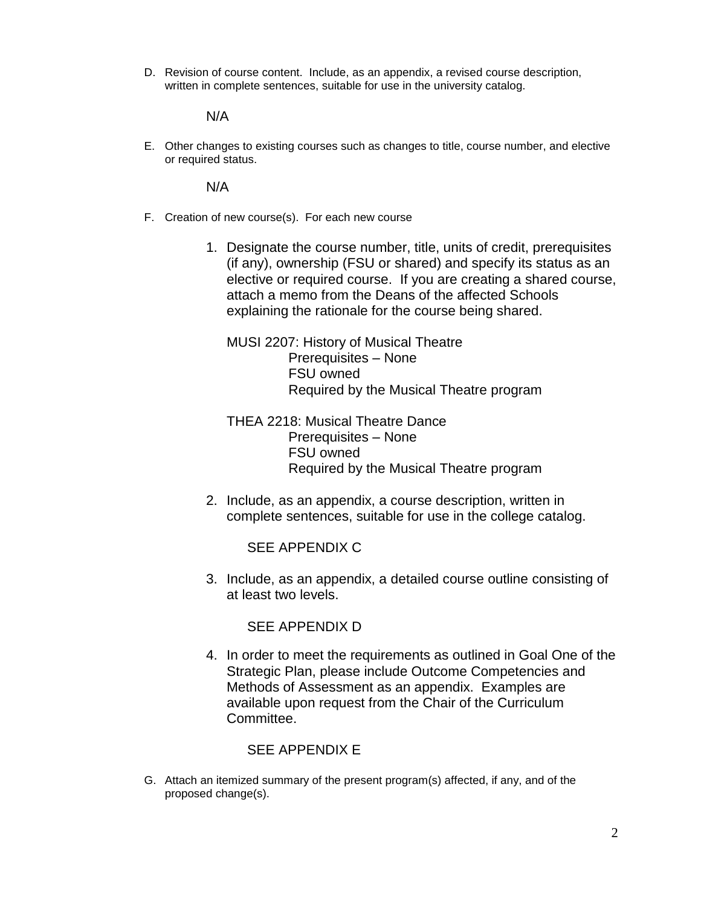D. Revision of course content. Include, as an appendix, a revised course description, written in complete sentences, suitable for use in the university catalog.

   N/A

E. Other changes to existing courses such as changes to title, course number, and elective or required status.

   N/A

F. Creation of new course(s). For each new course

   1. Designate the course number, title, units of credit, prerequisites (if any), ownership (FSU or shared) and specify its status as an elective or required course. If you are creating a shared course, attach a memo from the Deans of the affected Schools explaining the rationale for the course being shared.

      MUSI 2207: History of Musical Theatre
      - Prerequisites – None
      - FSU owned
      - Required by the Musical Theatre program

      THEA 2218: Musical Theatre Dance
      - Prerequisites – None
      - FSU owned
      - Required by the Musical Theatre program

   2. Include, as an appendix, a course description, written in complete sentences, suitable for use in the college catalog.

      SEE APPENDIX C

   3. Include, as an appendix, a detailed course outline consisting of at least two levels.

      SEE APPENDIX D

   4. In order to meet the requirements as outlined in Goal One of the Strategic Plan, please include Outcome Competencies and Methods of Assessment as an appendix. Examples are available upon request from the Chair of the Curriculum Committee.

      SEE APPENDIX E

G. Attach an itemized summary of the present program(s) affected, if any, and of the proposed change(s).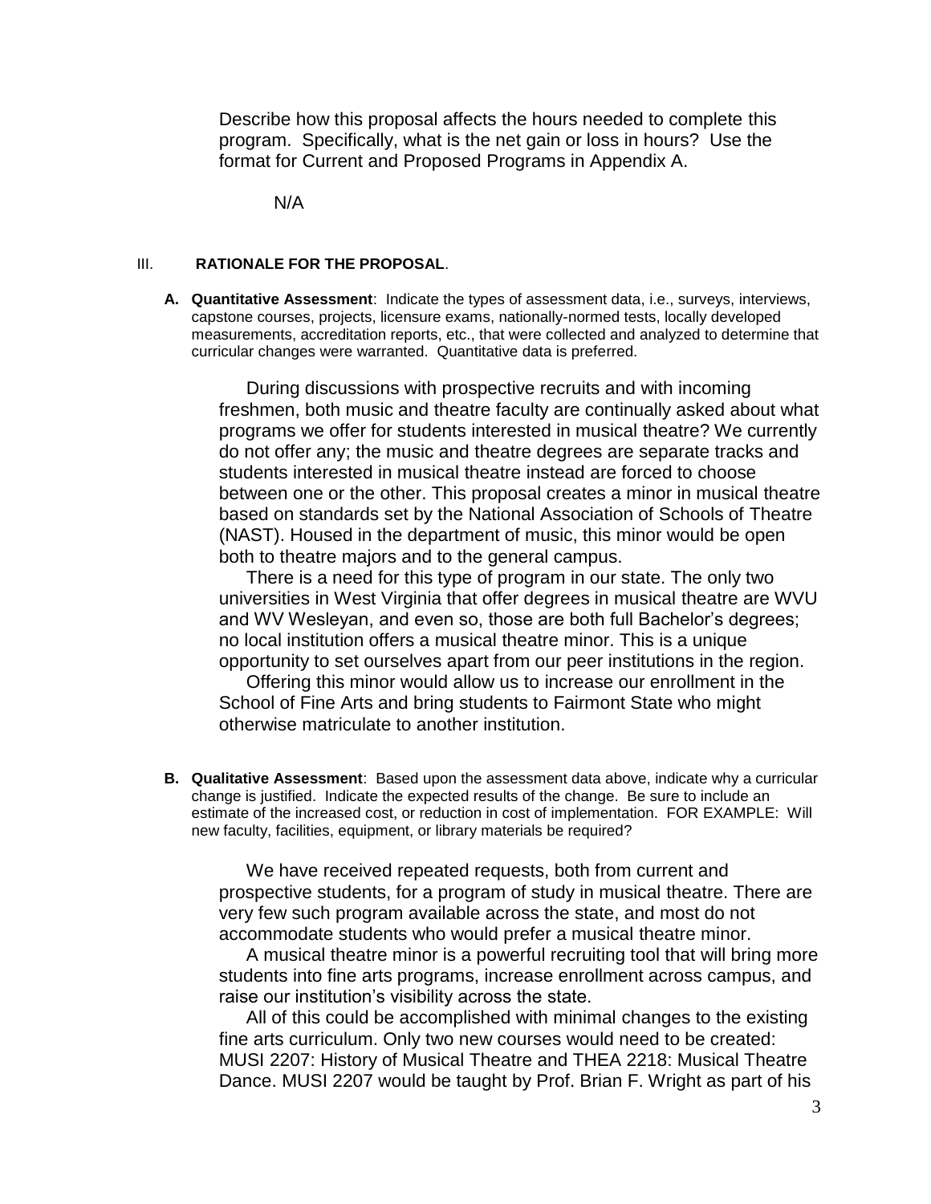Describe how this proposal affects the hours needed to complete this program. Specifically, what is the net gain or loss in hours? Use the format for Current and Proposed Programs in Appendix A.

N/A

## III. **RATIONALE FOR THE PROPOSAL**.

**A. Quantitative Assessment**: Indicate the types of assessment data, i.e., surveys, interviews, capstone courses, projects, licensure exams, nationally-normed tests, locally developed measurements, accreditation reports, etc., that were collected and analyzed to determine that curricular changes were warranted. Quantitative data is preferred.

During discussions with prospective recruits and with incoming freshmen, both music and theatre faculty are continually asked about what programs we offer for students interested in musical theatre? We currently do not offer any; the music and theatre degrees are separate tracks and students interested in musical theatre instead are forced to choose between one or the other. This proposal creates a minor in musical theatre based on standards set by the National Association of Schools of Theatre (NAST). Housed in the department of music, this minor would be open both to theatre majors and to the general campus.

There is a need for this type of program in our state. The only two universities in West Virginia that offer degrees in musical theatre are WVU and WV Wesleyan, and even so, those are both full Bachelor's degrees; no local institution offers a musical theatre minor. This is a unique opportunity to set ourselves apart from our peer institutions in the region.

Offering this minor would allow us to increase our enrollment in the School of Fine Arts and bring students to Fairmont State who might otherwise matriculate to another institution.

**B. Qualitative Assessment**: Based upon the assessment data above, indicate why a curricular change is justified. Indicate the expected results of the change. Be sure to include an estimate of the increased cost, or reduction in cost of implementation. FOR EXAMPLE: Will new faculty, facilities, equipment, or library materials be required?

We have received repeated requests, both from current and prospective students, for a program of study in musical theatre. There are very few such program available across the state, and most do not accommodate students who would prefer a musical theatre minor.

A musical theatre minor is a powerful recruiting tool that will bring more students into fine arts programs, increase enrollment across campus, and raise our institution's visibility across the state.

All of this could be accomplished with minimal changes to the existing fine arts curriculum. Only two new courses would need to be created: MUSI 2207: History of Musical Theatre and THEA 2218: Musical Theatre Dance. MUSI 2207 would be taught by Prof. Brian F. Wright as part of his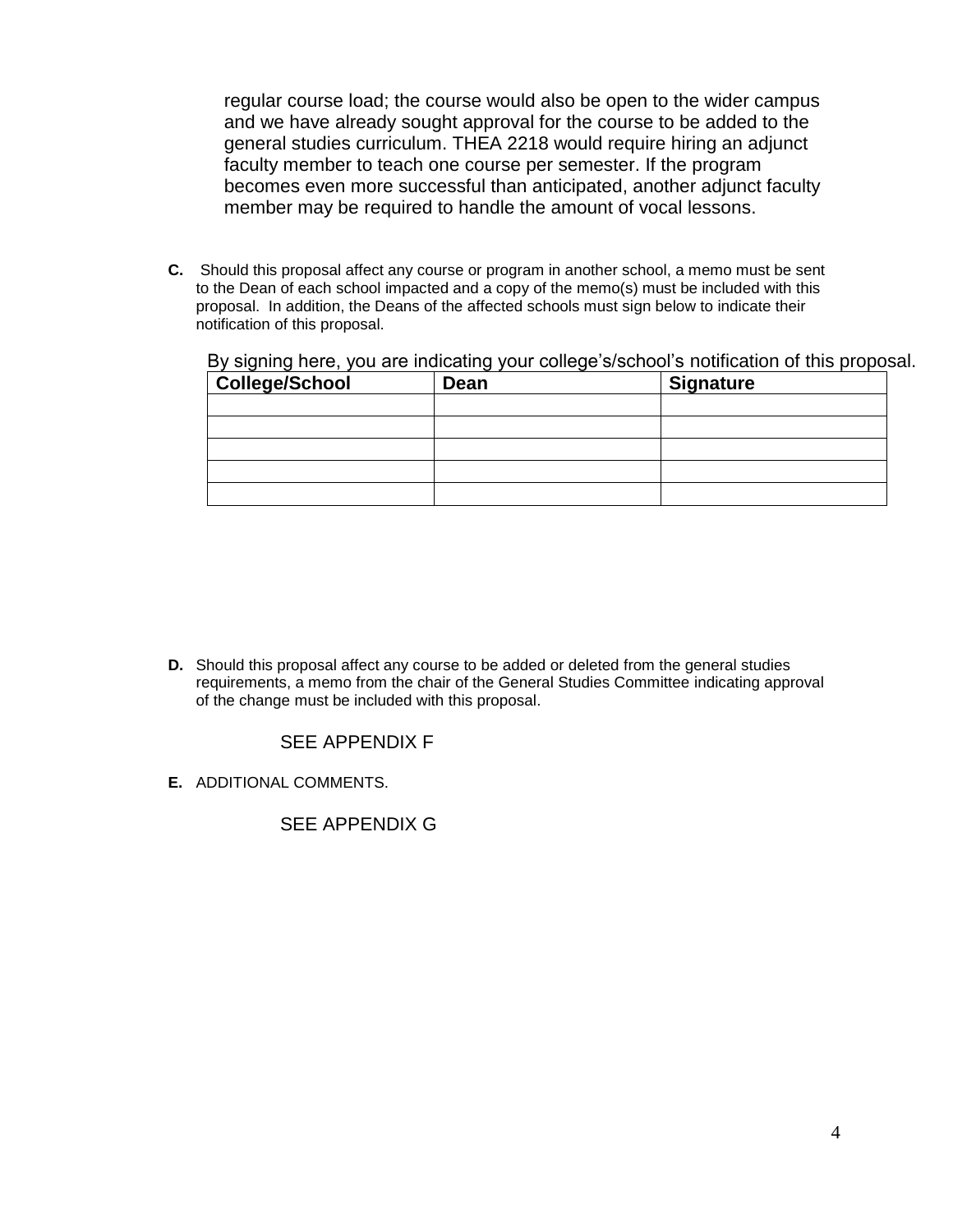regular course load; the course would also be open to the wider campus and we have already sought approval for the course to be added to the general studies curriculum. THEA 2218 would require hiring an adjunct faculty member to teach one course per semester. If the program becomes even more successful than anticipated, another adjunct faculty member may be required to handle the amount of vocal lessons.

**C.** Should this proposal affect any course or program in another school, a memo must be sent to the Dean of each school impacted and a copy of the memo(s) must be included with this proposal. In addition, the Deans of the affected schools must sign below to indicate their notification of this proposal.

By signing here, you are indicating your college's/school's notification of this proposal.

| College/School | Dean | Signature |
|---|---|---|
| | | |
| | | |
| | | |
| | | |
| | | |

**D.** Should this proposal affect any course to be added or deleted from the general studies requirements, a memo from the chair of the General Studies Committee indicating approval of the change must be included with this proposal.

SEE APPENDIX F

**E.** ADDITIONAL COMMENTS.

SEE APPENDIX G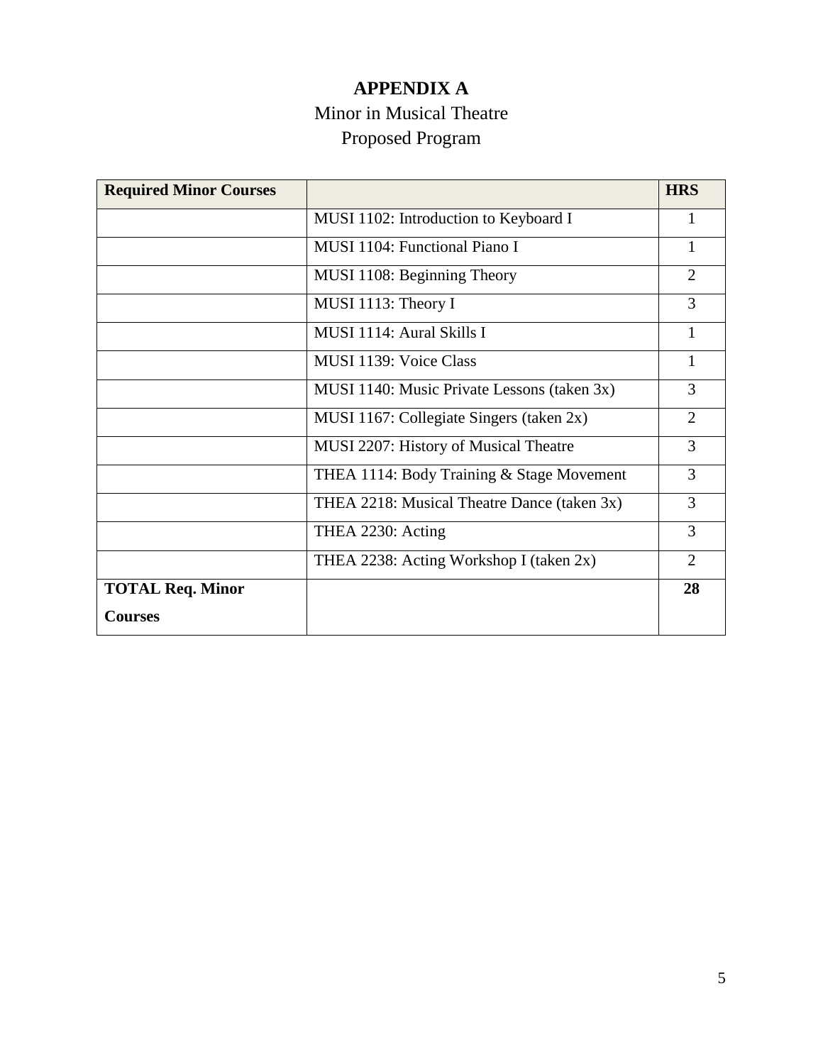# APPENDIX A

Minor in Musical Theatre

Proposed Program

| Required Minor Courses | | HRS |
|---|---|---|
| | MUSI 1102: Introduction to Keyboard I | 1 |
| | MUSI 1104: Functional Piano I | 1 |
| | MUSI 1108: Beginning Theory | 2 |
| | MUSI 1113: Theory I | 3 |
| | MUSI 1114: Aural Skills I | 1 |
| | MUSI 1139: Voice Class | 1 |
| | MUSI 1140: Music Private Lessons (taken 3x) | 3 |
| | MUSI 1167: Collegiate Singers (taken 2x) | 2 |
| | MUSI 2207: History of Musical Theatre | 3 |
| | THEA 1114: Body Training & Stage Movement | 3 |
| | THEA 2218: Musical Theatre Dance (taken 3x) | 3 |
| | THEA 2230: Acting | 3 |
| | THEA 2238: Acting Workshop I (taken 2x) | 2 |
| **TOTAL Req. Minor Courses** | | **28** |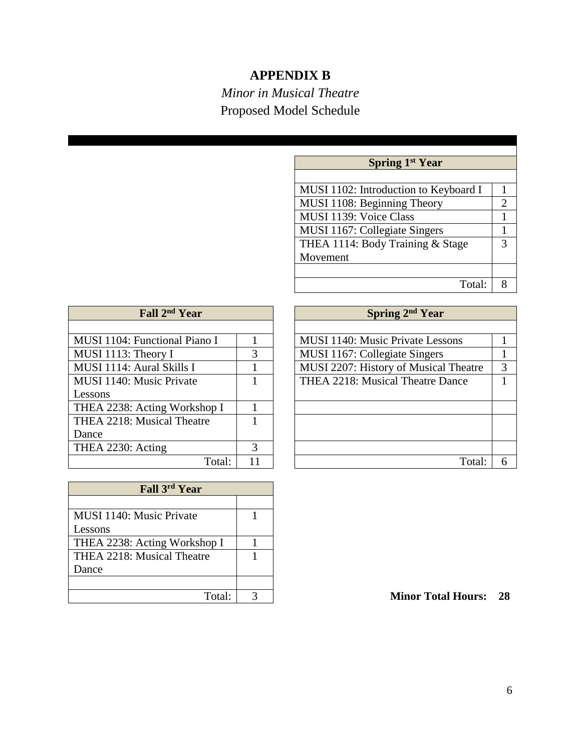# APPENDIX B

*Minor in Musical Theatre*

Proposed Model Schedule

| Spring 1st Year | |
|---|---|
| | |
| MUSI 1102: Introduction to Keyboard I | 1 |
| MUSI 1108: Beginning Theory | 2 |
| MUSI 1139: Voice Class | 1 |
| MUSI 1167: Collegiate Singers | 1 |
| THEA 1114: Body Training & Stage Movement | 3 |
| | |
| Total: | 8 |

| Fall 2nd Year | |
|---|---|
| | |
| MUSI 1104: Functional Piano I | 1 |
| MUSI 1113: Theory I | 3 |
| MUSI 1114: Aural Skills I | 1 |
| MUSI 1140: Music Private Lessons | 1 |
| THEA 2238: Acting Workshop I | 1 |
| THEA 2218: Musical Theatre Dance | 1 |
| THEA 2230: Acting | 3 |
| Total: | 11 |

| Spring 2nd Year | |
|---|---|
| | |
| MUSI 1140: Music Private Lessons | 1 |
| MUSI 1167: Collegiate Singers | 1 |
| MUSI 2207: History of Musical Theatre | 3 |
| THEA 2218: Musical Theatre Dance | 1 |
| | |
| | |
| | |
| Total: | 6 |

| Fall 3rd Year | |
|---|---|
| | |
| MUSI 1140: Music Private Lessons | 1 |
| THEA 2238: Acting Workshop I | 1 |
| THEA 2218: Musical Theatre Dance | 1 |
| | |
| Total: | 3 |

**Minor Total Hours: 28**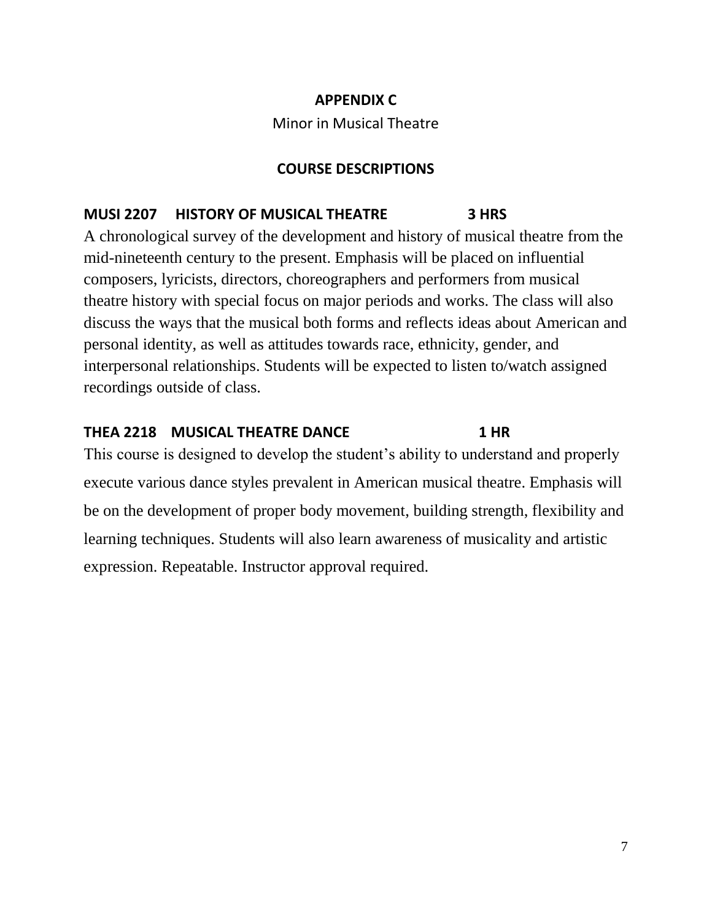# APPENDIX C

Minor in Musical Theatre

## COURSE DESCRIPTIONS

### MUSI 2207 HISTORY OF MUSICAL THEATRE 3 HRS

A chronological survey of the development and history of musical theatre from the mid-nineteenth century to the present. Emphasis will be placed on influential composers, lyricists, directors, choreographers and performers from musical theatre history with special focus on major periods and works. The class will also discuss the ways that the musical both forms and reflects ideas about American and personal identity, as well as attitudes towards race, ethnicity, gender, and interpersonal relationships. Students will be expected to listen to/watch assigned recordings outside of class.

### THEA 2218 MUSICAL THEATRE DANCE 1 HR

This course is designed to develop the student's ability to understand and properly execute various dance styles prevalent in American musical theatre. Emphasis will be on the development of proper body movement, building strength, flexibility and learning techniques. Students will also learn awareness of musicality and artistic expression. Repeatable. Instructor approval required.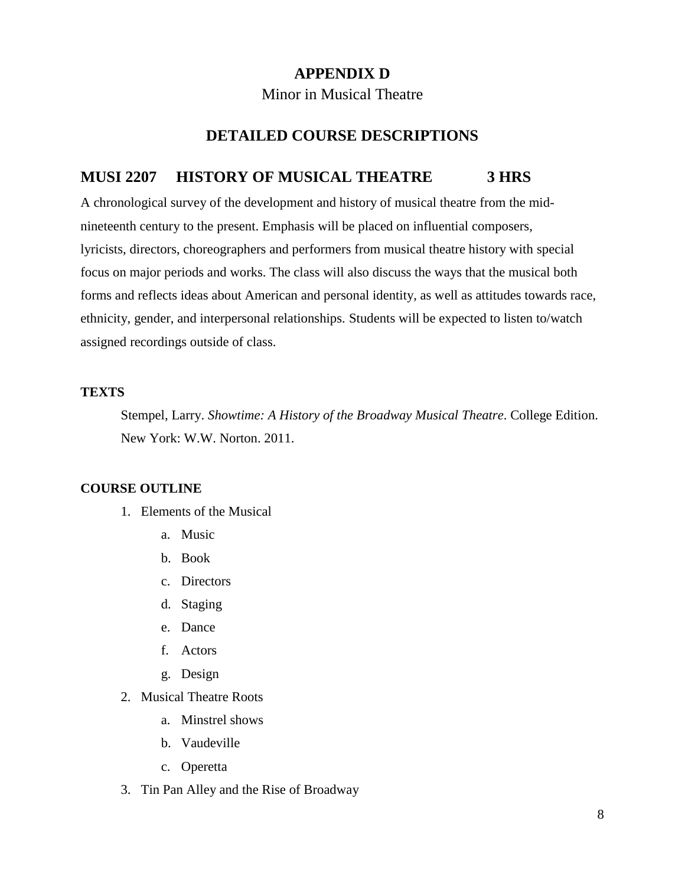# APPENDIX D

Minor in Musical Theatre

## DETAILED COURSE DESCRIPTIONS

## MUSI 2207 HISTORY OF MUSICAL THEATRE 3 HRS

A chronological survey of the development and history of musical theatre from the mid-nineteenth century to the present. Emphasis will be placed on influential composers, lyricists, directors, choreographers and performers from musical theatre history with special focus on major periods and works. The class will also discuss the ways that the musical both forms and reflects ideas about American and personal identity, as well as attitudes towards race, ethnicity, gender, and interpersonal relationships. Students will be expected to listen to/watch assigned recordings outside of class.

**TEXTS**

Stempel, Larry. *Showtime: A History of the Broadway Musical Theatre*. College Edition. New York: W.W. Norton. 2011.

**COURSE OUTLINE**

1. Elements of the Musical
   a. Music
   b. Book
   c. Directors
   d. Staging
   e. Dance
   f. Actors
   g. Design
2. Musical Theatre Roots
   a. Minstrel shows
   b. Vaudeville
   c. Operetta
3. Tin Pan Alley and the Rise of Broadway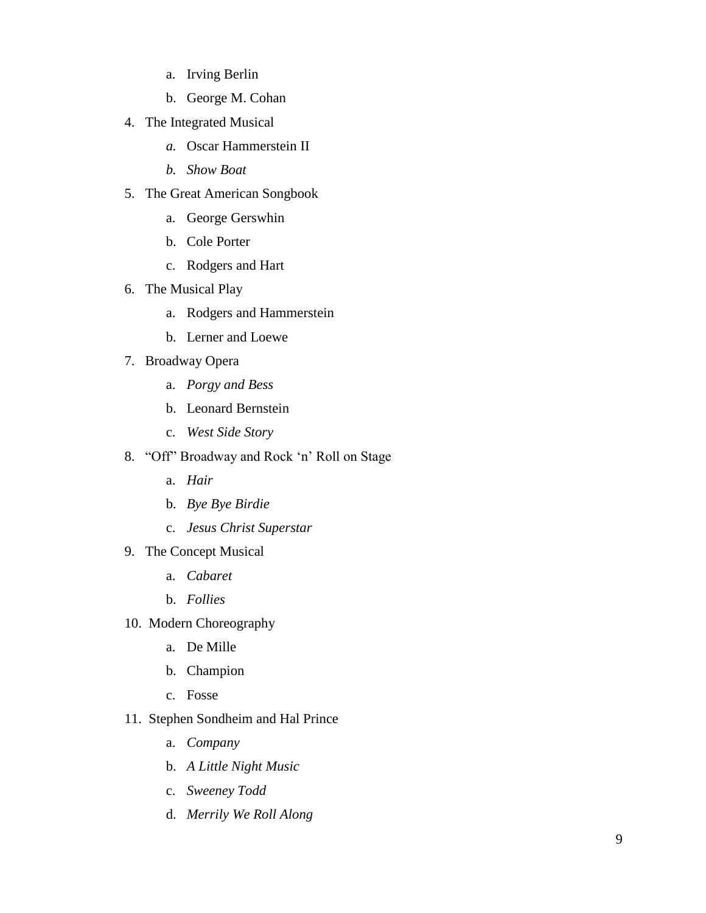a. Irving Berlin
   b. George M. Cohan

4. The Integrated Musical
   a. Oscar Hammerstein II
   b. *Show Boat*
5. The Great American Songbook
   a. George Gerswhin
   b. Cole Porter
   c. Rodgers and Hart
6. The Musical Play
   a. Rodgers and Hammerstein
   b. Lerner and Loewe
7. Broadway Opera
   a. *Porgy and Bess*
   b. Leonard Bernstein
   c. *West Side Story*
8. "Off" Broadway and Rock 'n' Roll on Stage
   a. *Hair*
   b. *Bye Bye Birdie*
   c. *Jesus Christ Superstar*
9. The Concept Musical
   a. *Cabaret*
   b. *Follies*
10. Modern Choreography
    a. De Mille
    b. Champion
    c. Fosse
11. Stephen Sondheim and Hal Prince
    a. *Company*
    b. *A Little Night Music*
    c. *Sweeney Todd*
    d. *Merrily We Roll Along*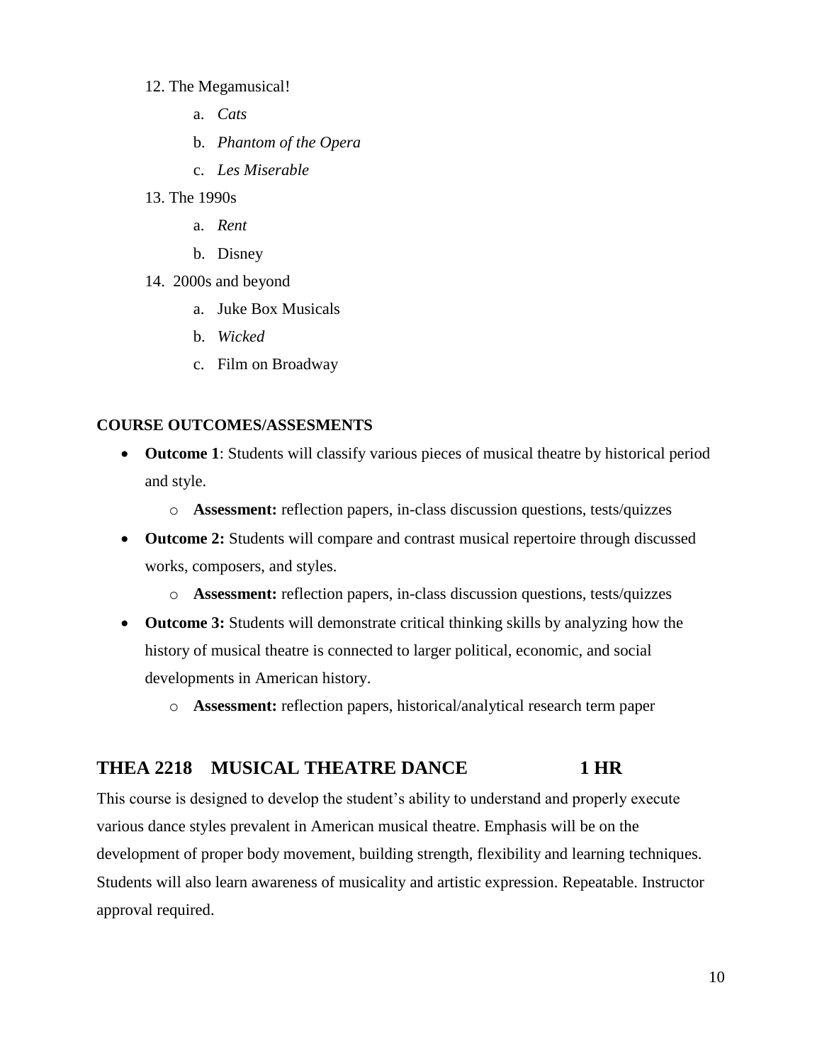12. The Megamusical!
    a. *Cats*
    b. *Phantom of the Opera*
    c. *Les Miserable*
13. The 1990s
    a. *Rent*
    b. Disney
14. 2000s and beyond
    a. Juke Box Musicals
    b. *Wicked*
    c. Film on Broadway

**COURSE OUTCOMES/ASSESMENTS**

- **Outcome 1**: Students will classify various pieces of musical theatre by historical period and style.
    - **Assessment:** reflection papers, in-class discussion questions, tests/quizzes
- **Outcome 2:** Students will compare and contrast musical repertoire through discussed works, composers, and styles.
    - **Assessment:** reflection papers, in-class discussion questions, tests/quizzes
- **Outcome 3:** Students will demonstrate critical thinking skills by analyzing how the history of musical theatre is connected to larger political, economic, and social developments in American history.
    - **Assessment:** reflection papers, historical/analytical research term paper

## THEA 2218 MUSICAL THEATRE DANCE 1 HR

This course is designed to develop the student's ability to understand and properly execute various dance styles prevalent in American musical theatre. Emphasis will be on the development of proper body movement, building strength, flexibility and learning techniques. Students will also learn awareness of musicality and artistic expression. Repeatable. Instructor approval required.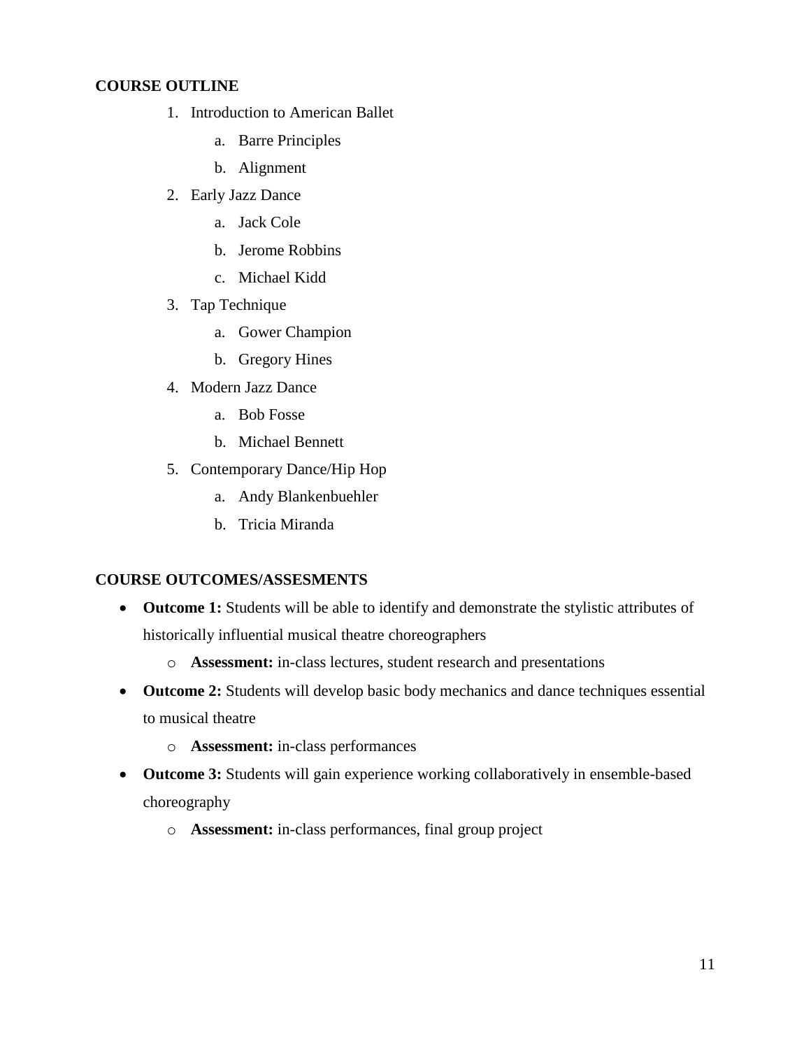**COURSE OUTLINE**

1. Introduction to American Ballet
    a. Barre Principles
    b. Alignment
2. Early Jazz Dance
    a. Jack Cole
    b. Jerome Robbins
    c. Michael Kidd
3. Tap Technique
    a. Gower Champion
    b. Gregory Hines
4. Modern Jazz Dance
    a. Bob Fosse
    b. Michael Bennett
5. Contemporary Dance/Hip Hop
    a. Andy Blankenbuehler
    b. Tricia Miranda

**COURSE OUTCOMES/ASSESMENTS**

- **Outcome 1:** Students will be able to identify and demonstrate the stylistic attributes of historically influential musical theatre choreographers
    - **Assessment:** in-class lectures, student research and presentations
- **Outcome 2:** Students will develop basic body mechanics and dance techniques essential to musical theatre
    - **Assessment:** in-class performances
- **Outcome 3:** Students will gain experience working collaboratively in ensemble-based choreography
    - **Assessment:** in-class performances, final group project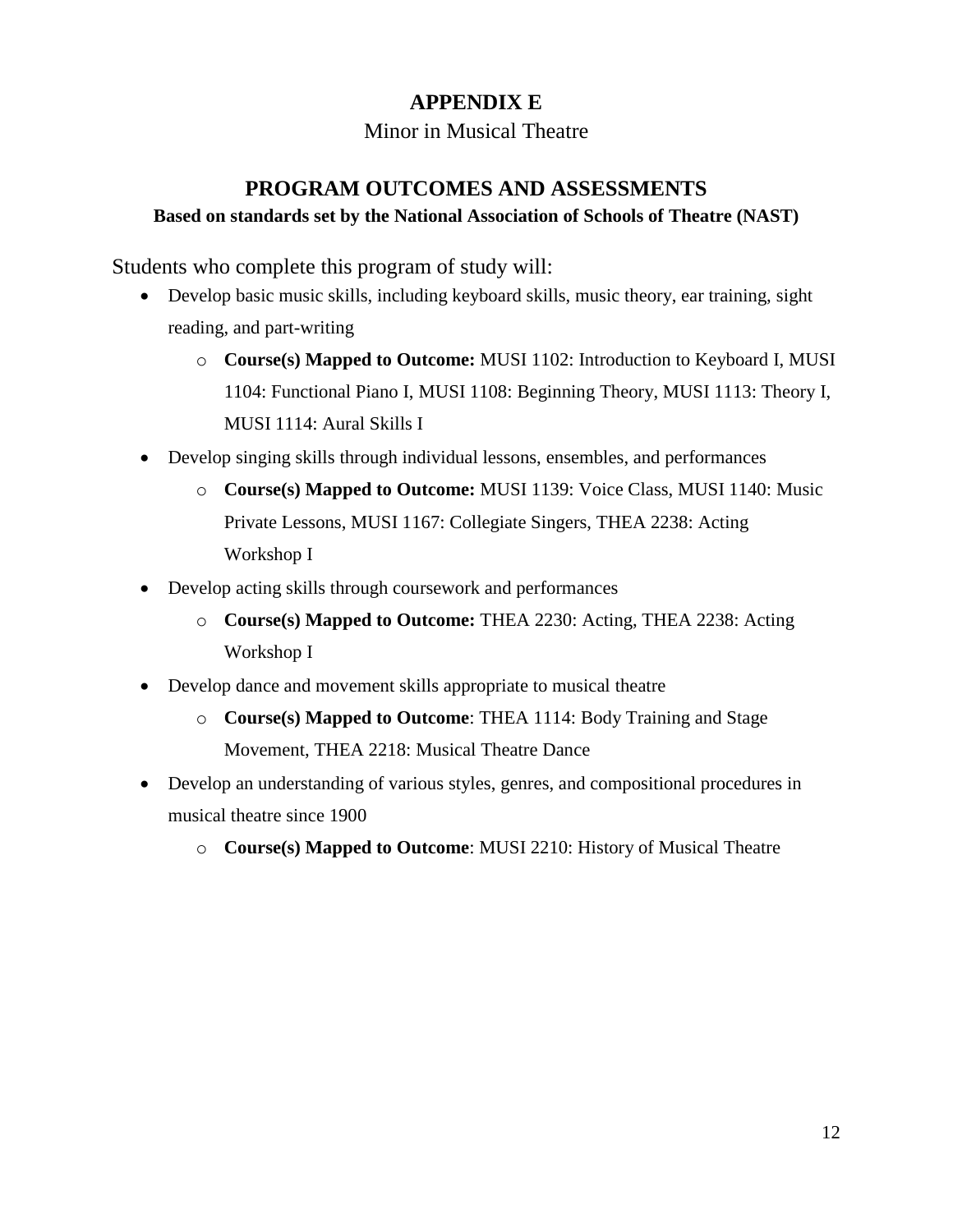# APPENDIX E

Minor in Musical Theatre

## PROGRAM OUTCOMES AND ASSESSMENTS

**Based on standards set by the National Association of Schools of Theatre (NAST)**

Students who complete this program of study will:

- Develop basic music skills, including keyboard skills, music theory, ear training, sight reading, and part-writing
  - **Course(s) Mapped to Outcome:** MUSI 1102: Introduction to Keyboard I, MUSI 1104: Functional Piano I, MUSI 1108: Beginning Theory, MUSI 1113: Theory I, MUSI 1114: Aural Skills I
- Develop singing skills through individual lessons, ensembles, and performances
  - **Course(s) Mapped to Outcome:** MUSI 1139: Voice Class, MUSI 1140: Music Private Lessons, MUSI 1167: Collegiate Singers, THEA 2238: Acting Workshop I
- Develop acting skills through coursework and performances
  - **Course(s) Mapped to Outcome:** THEA 2230: Acting, THEA 2238: Acting Workshop I
- Develop dance and movement skills appropriate to musical theatre
  - **Course(s) Mapped to Outcome**: THEA 1114: Body Training and Stage Movement, THEA 2218: Musical Theatre Dance
- Develop an understanding of various styles, genres, and compositional procedures in musical theatre since 1900
  - **Course(s) Mapped to Outcome**: MUSI 2210: History of Musical Theatre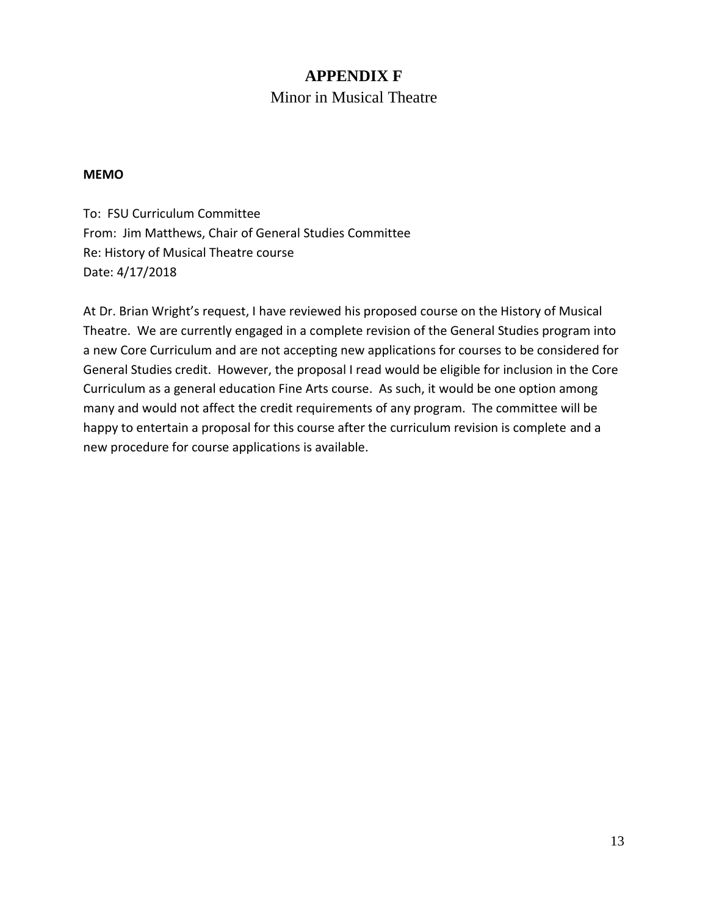# APPENDIX F

## Minor in Musical Theatre

**MEMO**

To: FSU Curriculum Committee
From: Jim Matthews, Chair of General Studies Committee
Re: History of Musical Theatre course
Date: 4/17/2018

At Dr. Brian Wright's request, I have reviewed his proposed course on the History of Musical Theatre. We are currently engaged in a complete revision of the General Studies program into a new Core Curriculum and are not accepting new applications for courses to be considered for General Studies credit. However, the proposal I read would be eligible for inclusion in the Core Curriculum as a general education Fine Arts course. As such, it would be one option among many and would not affect the credit requirements of any program. The committee will be happy to entertain a proposal for this course after the curriculum revision is complete and a new procedure for course applications is available.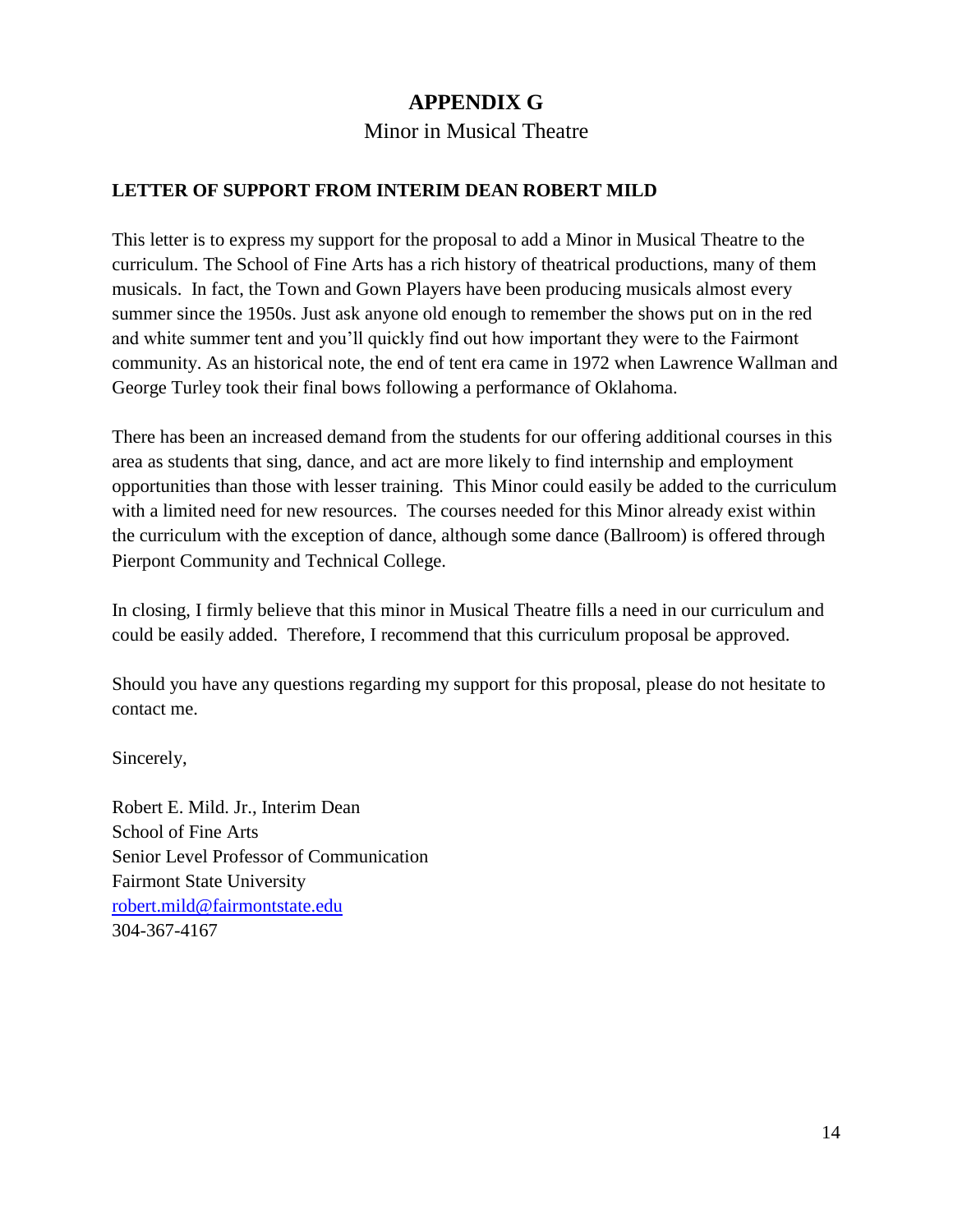# APPENDIX G

Minor in Musical Theatre

**LETTER OF SUPPORT FROM INTERIM DEAN ROBERT MILD**

This letter is to express my support for the proposal to add a Minor in Musical Theatre to the curriculum. The School of Fine Arts has a rich history of theatrical productions, many of them musicals. In fact, the Town and Gown Players have been producing musicals almost every summer since the 1950s. Just ask anyone old enough to remember the shows put on in the red and white summer tent and you'll quickly find out how important they were to the Fairmont community. As an historical note, the end of tent era came in 1972 when Lawrence Wallman and George Turley took their final bows following a performance of Oklahoma.

There has been an increased demand from the students for our offering additional courses in this area as students that sing, dance, and act are more likely to find internship and employment opportunities than those with lesser training. This Minor could easily be added to the curriculum with a limited need for new resources. The courses needed for this Minor already exist within the curriculum with the exception of dance, although some dance (Ballroom) is offered through Pierpont Community and Technical College.

In closing, I firmly believe that this minor in Musical Theatre fills a need in our curriculum and could be easily added. Therefore, I recommend that this curriculum proposal be approved.

Should you have any questions regarding my support for this proposal, please do not hesitate to contact me.

Sincerely,

Robert E. Mild. Jr., Interim Dean  
School of Fine Arts  
Senior Level Professor of Communication  
Fairmont State University  
robert.mild@fairmontstate.edu  
304-367-4167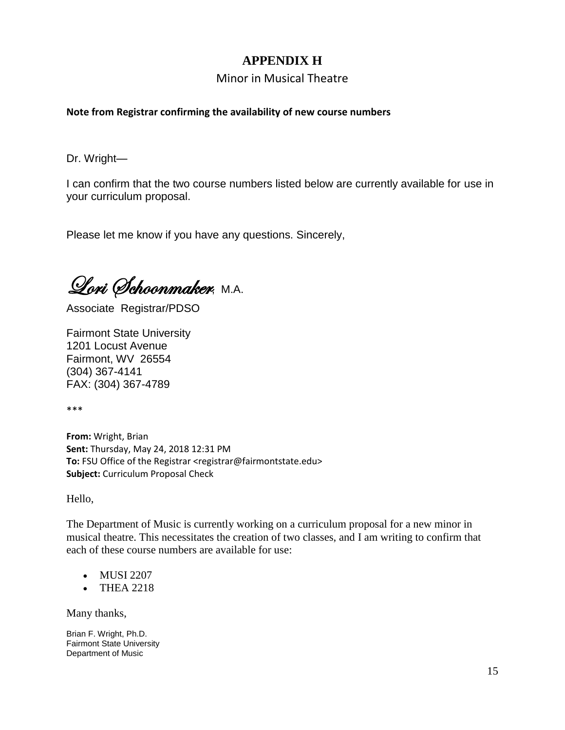# APPENDIX H

## Minor in Musical Theatre

**Note from Registrar confirming the availability of new course numbers**

Dr. Wright—

I can confirm that the two course numbers listed below are currently available for use in your curriculum proposal.

Please let me know if you have any questions. Sincerely,

*Lori Schoonmaker*, M.A.

Associate Registrar/PDSO

Fairmont State University
1201 Locust Avenue
Fairmont, WV 26554
(304) 367-4141
FAX: (304) 367-4789

***

**From:** Wright, Brian
**Sent:** Thursday, May 24, 2018 12:31 PM
**To:** FSU Office of the Registrar <registrar@fairmontstate.edu>
**Subject:** Curriculum Proposal Check

Hello,

The Department of Music is currently working on a curriculum proposal for a new minor in musical theatre. This necessitates the creation of two classes, and I am writing to confirm that each of these course numbers are available for use:

- MUSI 2207
- THEA 2218

Many thanks,

Brian F. Wright, Ph.D.
Fairmont State University
Department of Music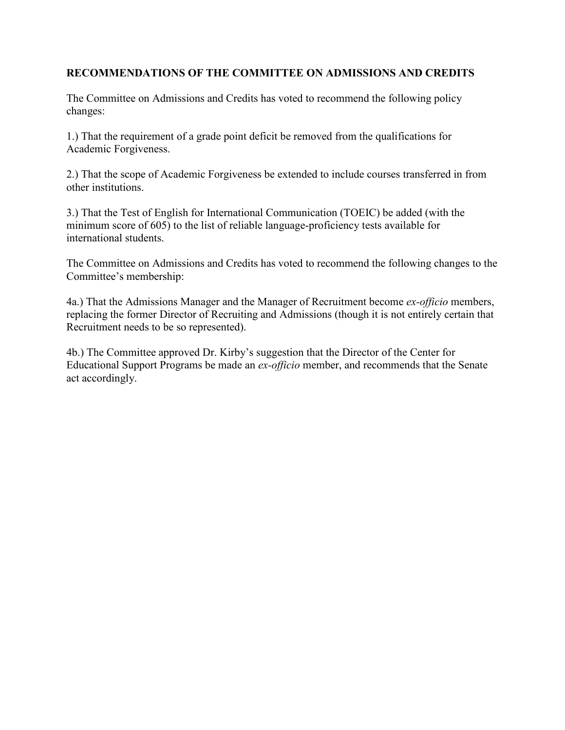**RECOMMENDATIONS OF THE COMMITTEE ON ADMISSIONS AND CREDITS**

The Committee on Admissions and Credits has voted to recommend the following policy changes:

1.) That the requirement of a grade point deficit be removed from the qualifications for Academic Forgiveness.

2.) That the scope of Academic Forgiveness be extended to include courses transferred in from other institutions.

3.) That the Test of English for International Communication (TOEIC) be added (with the minimum score of 605) to the list of reliable language-proficiency tests available for international students.

The Committee on Admissions and Credits has voted to recommend the following changes to the Committee's membership:

4a.) That the Admissions Manager and the Manager of Recruitment become *ex-officio* members, replacing the former Director of Recruiting and Admissions (though it is not entirely certain that Recruitment needs to be so represented).

4b.) The Committee approved Dr. Kirby's suggestion that the Director of the Center for Educational Support Programs be made an *ex-officio* member, and recommends that the Senate act accordingly.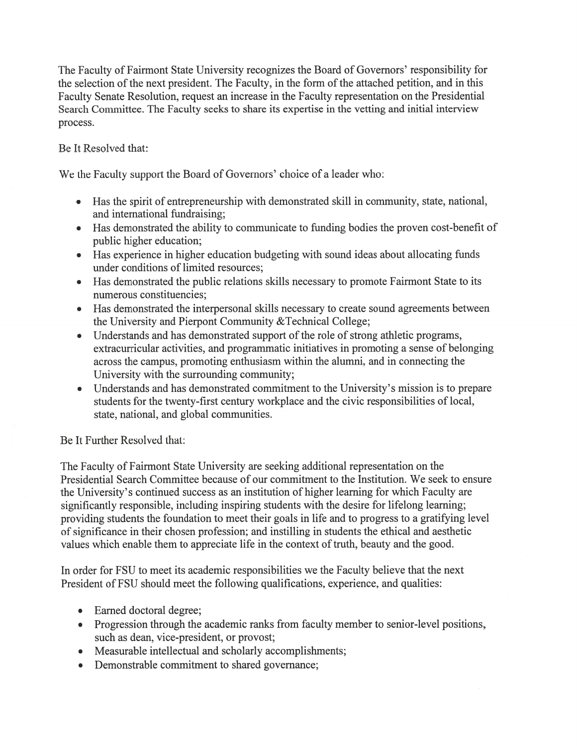The Faculty of Fairmont State University recognizes the Board of Governors' responsibility for the selection of the next president. The Faculty, in the form of the attached petition, and in this Faculty Senate Resolution, request an increase in the Faculty representation on the Presidential Search Committee. The Faculty seeks to share its expertise in the vetting and initial interview process.

Be It Resolved that:

We the Faculty support the Board of Governors' choice of a leader who:

- Has the spirit of entrepreneurship with demonstrated skill in community, state, national, and international fundraising;
- Has demonstrated the ability to communicate to funding bodies the proven cost-benefit of public higher education;
- Has experience in higher education budgeting with sound ideas about allocating funds under conditions of limited resources;
- Has demonstrated the public relations skills necessary to promote Fairmont State to its numerous constituencies;
- Has demonstrated the interpersonal skills necessary to create sound agreements between the University and Pierpont Community &Technical College;
- Understands and has demonstrated support of the role of strong athletic programs, extracurricular activities, and programmatic initiatives in promoting a sense of belonging across the campus, promoting enthusiasm within the alumni, and in connecting the University with the surrounding community;
- Understands and has demonstrated commitment to the University's mission is to prepare students for the twenty-first century workplace and the civic responsibilities of local, state, national, and global communities.

Be It Further Resolved that:

The Faculty of Fairmont State University are seeking additional representation on the Presidential Search Committee because of our commitment to the Institution. We seek to ensure the University's continued success as an institution of higher learning for which Faculty are significantly responsible, including inspiring students with the desire for lifelong learning; providing students the foundation to meet their goals in life and to progress to a gratifying level of significance in their chosen profession; and instilling in students the ethical and aesthetic values which enable them to appreciate life in the context of truth, beauty and the good.

In order for FSU to meet its academic responsibilities we the Faculty believe that the next President of FSU should meet the following qualifications, experience, and qualities:

- Earned doctoral degree;
- Progression through the academic ranks from faculty member to senior-level positions, such as dean, vice-president, or provost;
- Measurable intellectual and scholarly accomplishments;
- Demonstrable commitment to shared governance;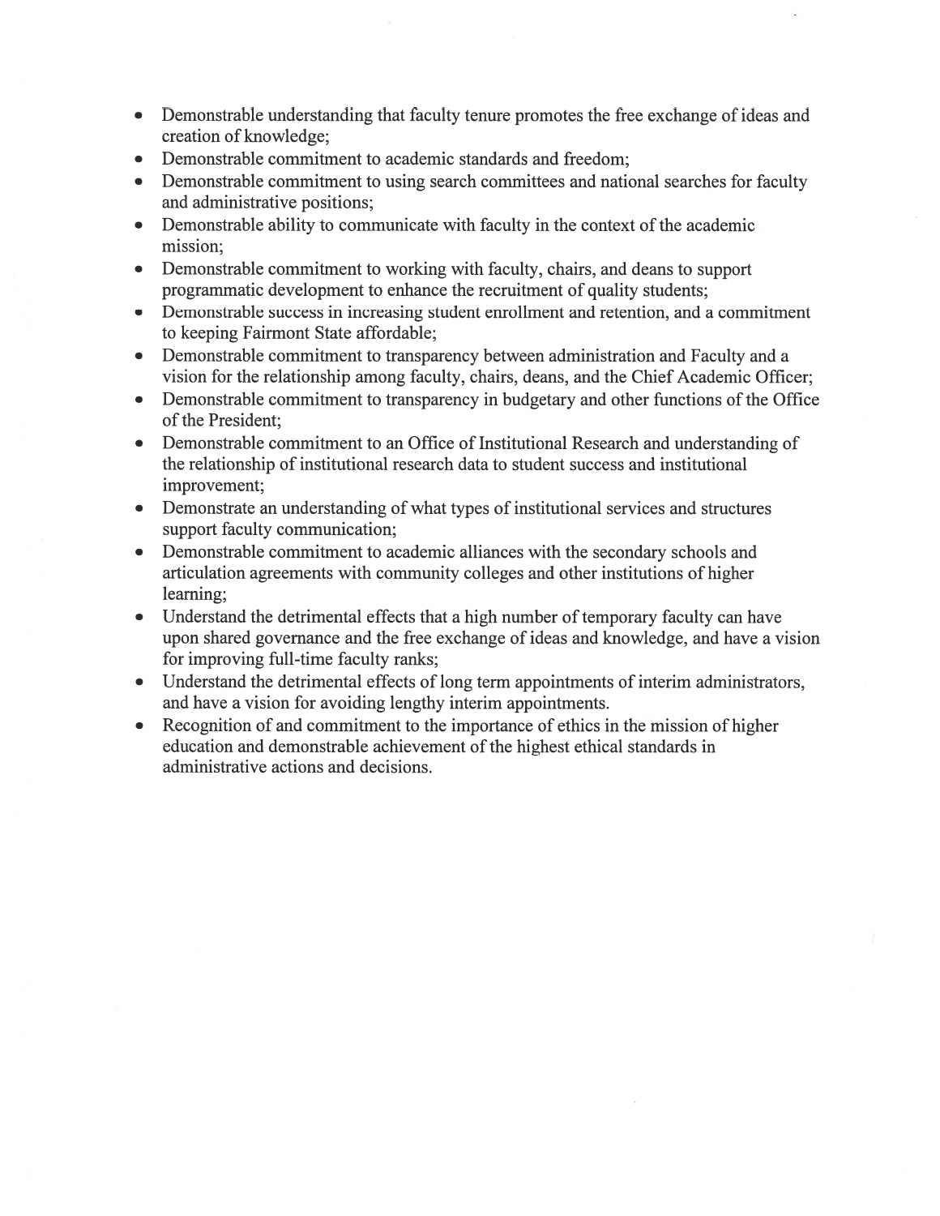- Demonstrable understanding that faculty tenure promotes the free exchange of ideas and creation of knowledge;
- Demonstrable commitment to academic standards and freedom;
- Demonstrable commitment to using search committees and national searches for faculty and administrative positions;
- Demonstrable ability to communicate with faculty in the context of the academic mission;
- Demonstrable commitment to working with faculty, chairs, and deans to support programmatic development to enhance the recruitment of quality students;
- Demonstrable success in increasing student enrollment and retention, and a commitment to keeping Fairmont State affordable;
- Demonstrable commitment to transparency between administration and Faculty and a vision for the relationship among faculty, chairs, deans, and the Chief Academic Officer;
- Demonstrable commitment to transparency in budgetary and other functions of the Office of the President;
- Demonstrable commitment to an Office of Institutional Research and understanding of the relationship of institutional research data to student success and institutional improvement;
- Demonstrate an understanding of what types of institutional services and structures support faculty communication;
- Demonstrable commitment to academic alliances with the secondary schools and articulation agreements with community colleges and other institutions of higher learning;
- Understand the detrimental effects that a high number of temporary faculty can have upon shared governance and the free exchange of ideas and knowledge, and have a vision for improving full-time faculty ranks;
- Understand the detrimental effects of long term appointments of interim administrators, and have a vision for avoiding lengthy interim appointments.
- Recognition of and commitment to the importance of ethics in the mission of higher education and demonstrable achievement of the highest ethical standards in administrative actions and decisions.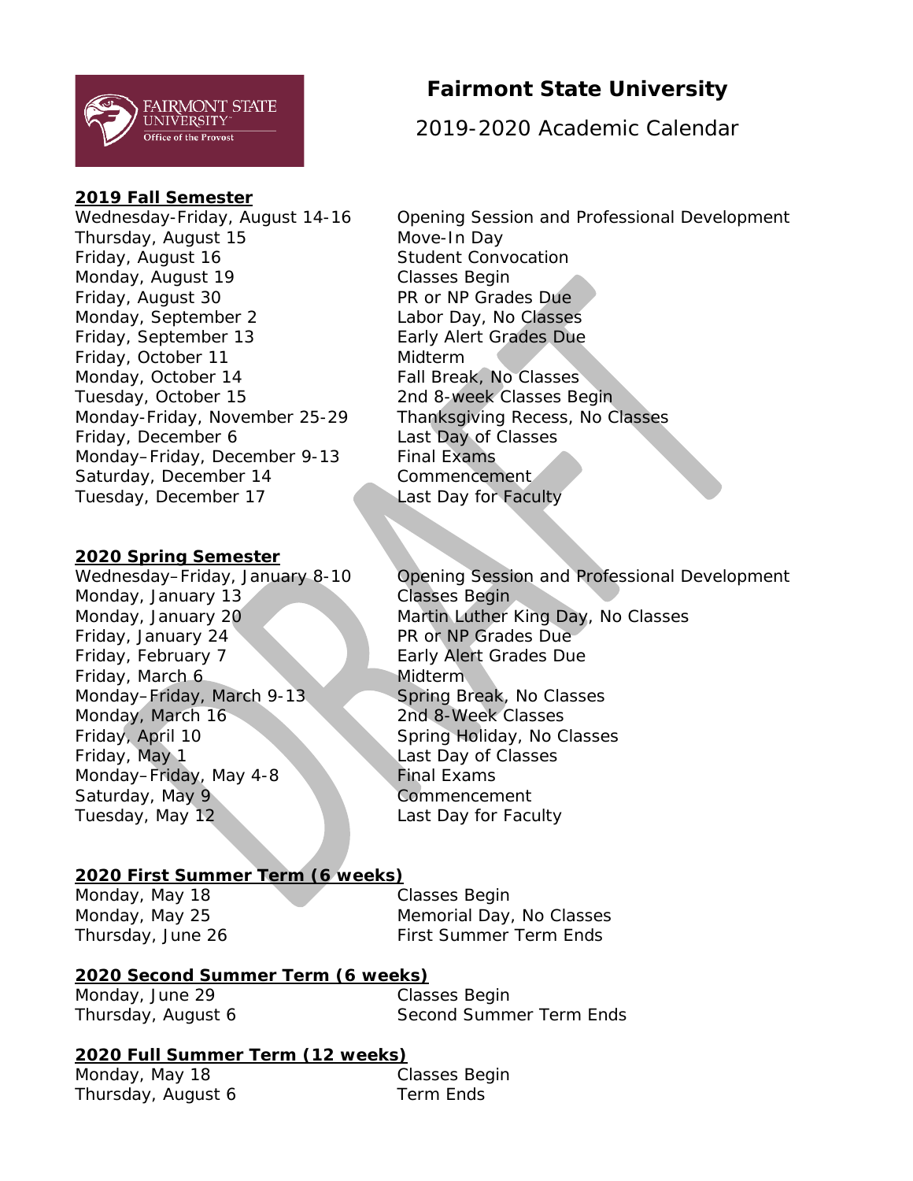# Fairmont State University

## 2019-2020 Academic Calendar

### 2019 Fall Semester

| Date | Event |
|---|---|
| Wednesday-Friday, August 14-16 | Opening Session and Professional Development |
| Thursday, August 15 | Move-In Day |
| Friday, August 16 | Student Convocation |
| Monday, August 19 | Classes Begin |
| Friday, August 30 | PR or NP Grades Due |
| Monday, September 2 | Labor Day, No Classes |
| Friday, September 13 | Early Alert Grades Due |
| Friday, October 11 | Midterm |
| Monday, October 14 | Fall Break, No Classes |
| Tuesday, October 15 | 2nd 8-week Classes Begin |
| Monday-Friday, November 25-29 | Thanksgiving Recess, No Classes |
| Friday, December 6 | Last Day of Classes |
| Monday–Friday, December 9-13 | Final Exams |
| Saturday, December 14 | Commencement |
| Tuesday, December 17 | Last Day for Faculty |

### 2020 Spring Semester

| Date | Event |
|---|---|
| Wednesday–Friday, January 8-10 | Opening Session and Professional Development |
| Monday, January 13 | Classes Begin |
| Monday, January 20 | Martin Luther King Day, No Classes |
| Friday, January 24 | PR or NP Grades Due |
| Friday, February 7 | Early Alert Grades Due |
| Friday, March 6 | Midterm |
| Monday–Friday, March 9-13 | Spring Break, No Classes |
| Monday, March 16 | 2nd 8-Week Classes |
| Friday, April 10 | Spring Holiday, No Classes |
| Friday, May 1 | Last Day of Classes |
| Monday–Friday, May 4-8 | Final Exams |
| Saturday, May 9 | Commencement |
| Tuesday, May 12 | Last Day for Faculty |

### 2020 First Summer Term (6 weeks)

| Date | Event |
|---|---|
| Monday, May 18 | Classes Begin |
| Monday, May 25 | Memorial Day, No Classes |
| Thursday, June 26 | First Summer Term Ends |

### 2020 Second Summer Term (6 weeks)

| Date | Event |
|---|---|
| Monday, June 29 | Classes Begin |
| Thursday, August 6 | Second Summer Term Ends |

### 2020 Full Summer Term (12 weeks)

| Date | Event |
|---|---|
| Monday, May 18 | Classes Begin |
| Thursday, August 6 | Term Ends |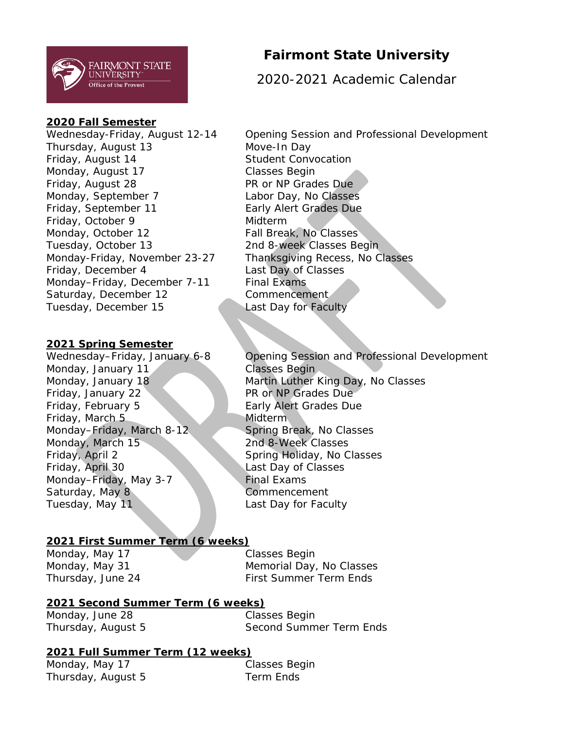# Fairmont State University

## 2020-2021 Academic Calendar

### 2020 Fall Semester

| | |
|---|---|
| Wednesday-Friday, August 12-14 | Opening Session and Professional Development |
| Thursday, August 13 | Move-In Day |
| Friday, August 14 | Student Convocation |
| Monday, August 17 | Classes Begin |
| Friday, August 28 | PR or NP Grades Due |
| Monday, September 7 | Labor Day, No Classes |
| Friday, September 11 | Early Alert Grades Due |
| Friday, October 9 | Midterm |
| Monday, October 12 | Fall Break, No Classes |
| Tuesday, October 13 | 2nd 8-week Classes Begin |
| Monday-Friday, November 23-27 | Thanksgiving Recess, No Classes |
| Friday, December 4 | Last Day of Classes |
| Monday–Friday, December 7-11 | Final Exams |
| Saturday, December 12 | Commencement |
| Tuesday, December 15 | Last Day for Faculty |

### 2021 Spring Semester

| | |
|---|---|
| Wednesday–Friday, January 6-8 | Opening Session and Professional Development |
| Monday, January 11 | Classes Begin |
| Monday, January 18 | Martin Luther King Day, No Classes |
| Friday, January 22 | PR or NP Grades Due |
| Friday, February 5 | Early Alert Grades Due |
| Friday, March 5 | Midterm |
| Monday–Friday, March 8-12 | Spring Break, No Classes |
| Monday, March 15 | 2nd 8-Week Classes |
| Friday, April 2 | Spring Holiday, No Classes |
| Friday, April 30 | Last Day of Classes |
| Monday–Friday, May 3-7 | Final Exams |
| Saturday, May 8 | Commencement |
| Tuesday, May 11 | Last Day for Faculty |

### 2021 First Summer Term (6 weeks)

| | |
|---|---|
| Monday, May 17 | Classes Begin |
| Monday, May 31 | Memorial Day, No Classes |
| Thursday, June 24 | First Summer Term Ends |

### 2021 Second Summer Term (6 weeks)

| | |
|---|---|
| Monday, June 28 | Classes Begin |
| Thursday, August 5 | Second Summer Term Ends |

### 2021 Full Summer Term (12 weeks)

| | |
|---|---|
| Monday, May 17 | Classes Begin |
| Thursday, August 5 | Term Ends |